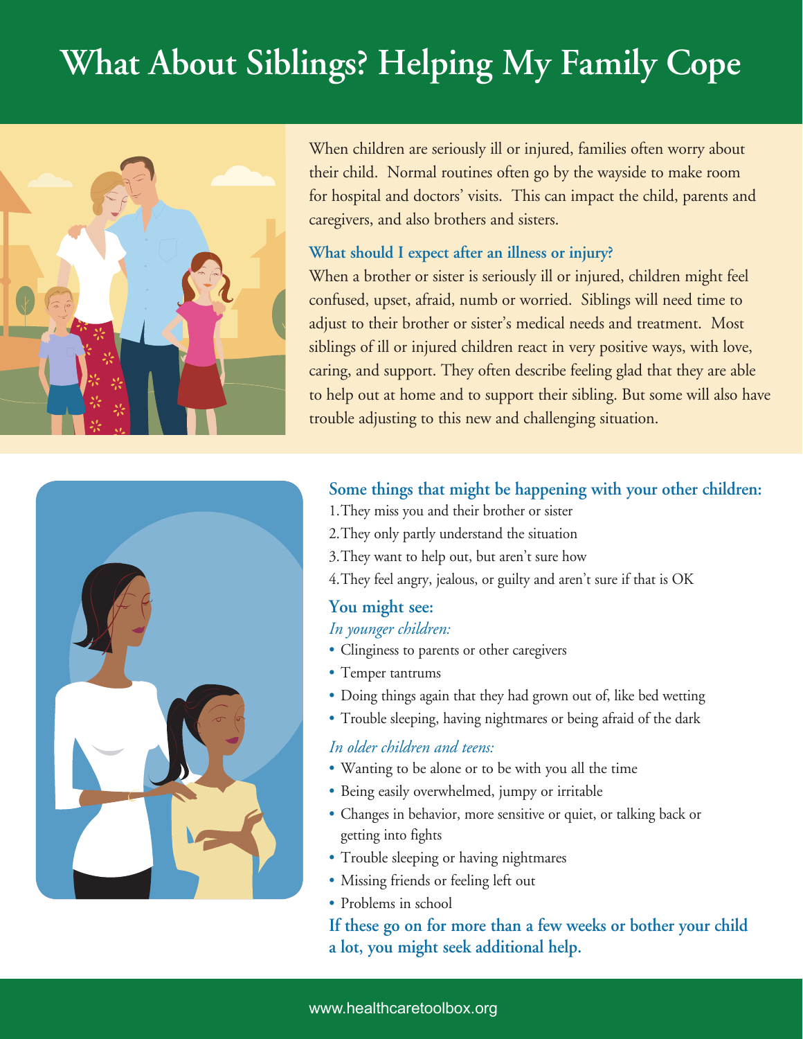# What About Siblings? Helping My Family Cope

When children are seriously ill or injured, families often worry about their child. Normal routines often go by the wayside to make room for hospital and doctors' visits. This can impact the child, parents and caregivers, and also brothers and sisters.

### What should I expect after an illness or injury?

When a brother or sister is seriously ill or injured, children might feel confused, upset, afraid, numb or worried. Siblings will need time to adjust to their brother or sister's medical needs and treatment. Most siblings of ill or injured children react in very positive ways, with love, caring, and support. They often describe feeling glad that they are able to help out at home and to support their sibling. But some will also have trouble adjusting to this new and challenging situation.

### Some things that might be happening with your other children:

1. They miss you and their brother or sister
2. They only partly understand the situation
3. They want to help out, but aren't sure how
4. They feel angry, jealous, or guilty and aren't sure if that is OK

### You might see:

*In younger children:*

- Clinginess to parents or other caregivers
- Temper tantrums
- Doing things again that they had grown out of, like bed wetting
- Trouble sleeping, having nightmares or being afraid of the dark

*In older children and teens:*

- Wanting to be alone or to be with you all the time
- Being easily overwhelmed, jumpy or irritable
- Changes in behavior, more sensitive or quiet, or talking back or getting into fights
- Trouble sleeping or having nightmares
- Missing friends or feeling left out
- Problems in school

**If these go on for more than a few weeks or bother your child a lot, you might seek additional help.**

www.healthcaretoolbox.org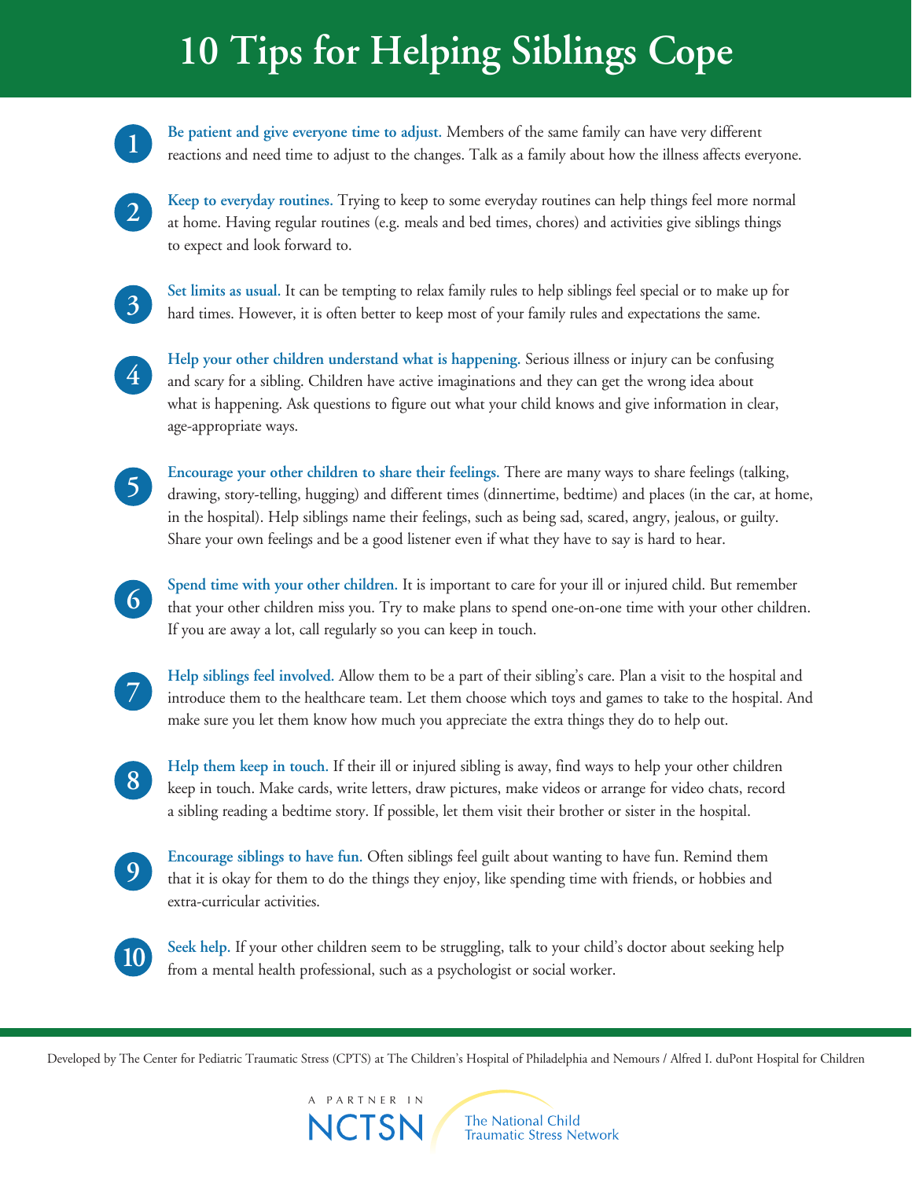# 10 Tips for Helping Siblings Cope

1. **Be patient and give everyone time to adjust.** Members of the same family can have very different reactions and need time to adjust to the changes. Talk as a family about how the illness affects everyone.

2. **Keep to everyday routines.** Trying to keep to some everyday routines can help things feel more normal at home. Having regular routines (e.g. meals and bed times, chores) and activities give siblings things to expect and look forward to.

3. **Set limits as usual.** It can be tempting to relax family rules to help siblings feel special or to make up for hard times. However, it is often better to keep most of your family rules and expectations the same.

4. **Help your other children understand what is happening.** Serious illness or injury can be confusing and scary for a sibling. Children have active imaginations and they can get the wrong idea about what is happening. Ask questions to figure out what your child knows and give information in clear, age-appropriate ways.

5. **Encourage your other children to share their feelings.** There are many ways to share feelings (talking, drawing, story-telling, hugging) and different times (dinnertime, bedtime) and places (in the car, at home, in the hospital). Help siblings name their feelings, such as being sad, scared, angry, jealous, or guilty. Share your own feelings and be a good listener even if what they have to say is hard to hear.

6. **Spend time with your other children.** It is important to care for your ill or injured child. But remember that your other children miss you. Try to make plans to spend one-on-one time with your other children. If you are away a lot, call regularly so you can keep in touch.

7. **Help siblings feel involved.** Allow them to be a part of their sibling's care. Plan a visit to the hospital and introduce them to the healthcare team. Let them choose which toys and games to take to the hospital. And make sure you let them know how much you appreciate the extra things they do to help out.

8. **Help them keep in touch.** If their ill or injured sibling is away, find ways to help your other children keep in touch. Make cards, write letters, draw pictures, make videos or arrange for video chats, record a sibling reading a bedtime story. If possible, let them visit their brother or sister in the hospital.

9. **Encourage siblings to have fun.** Often siblings feel guilt about wanting to have fun. Remind them that it is okay for them to do the things they enjoy, like spending time with friends, or hobbies and extra-curricular activities.

10. **Seek help.** If your other children seem to be struggling, talk to your child's doctor about seeking help from a mental health professional, such as a psychologist or social worker.

Developed by The Center for Pediatric Traumatic Stress (CPTS) at The Children's Hospital of Philadelphia and Nemours / Alfred I. duPont Hospital for Children

A PARTNER IN NCTSN The National Child Traumatic Stress Network